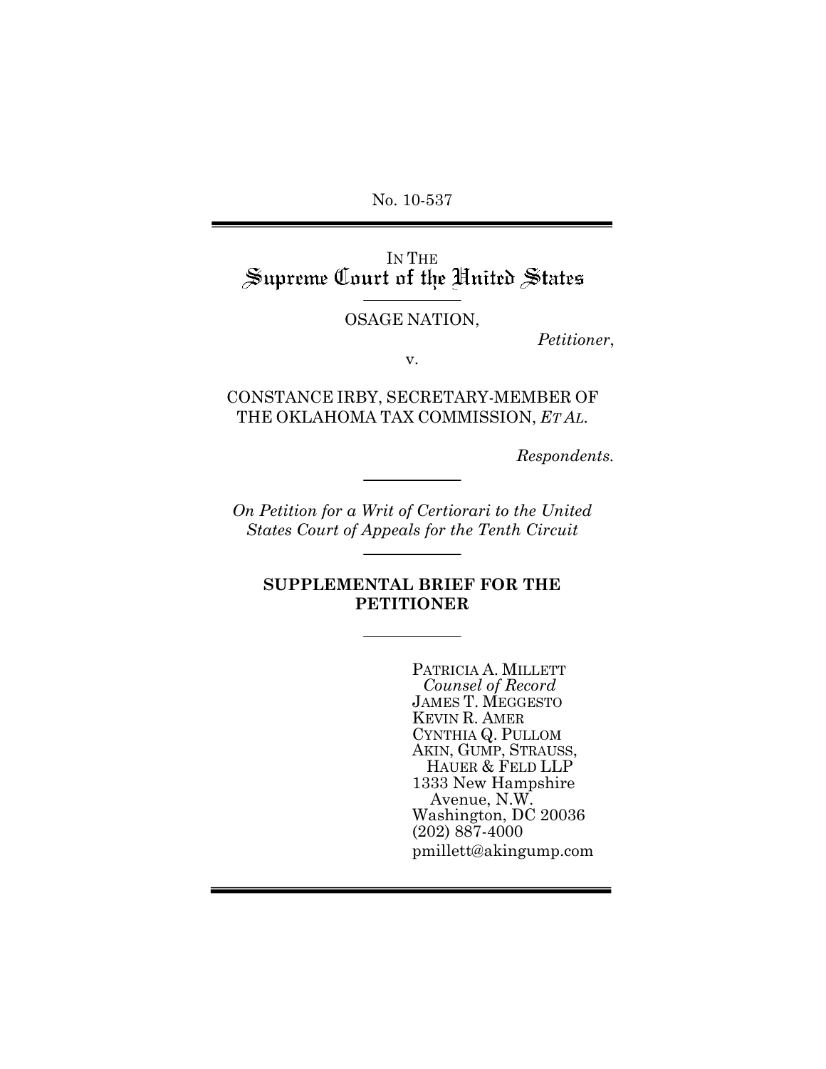No. 10-537

IN THE
# Supreme Court of the United States

OSAGE NATION,

*Petitioner*,

v.

CONSTANCE IRBY, SECRETARY-MEMBER OF THE OKLAHOMA TAX COMMISSION, *ET AL.*

*Respondents.*

*On Petition for a Writ of Certiorari to the United States Court of Appeals for the Tenth Circuit*

**SUPPLEMENTAL BRIEF FOR THE PETITIONER**

PATRICIA A. MILLETT
*Counsel of Record*
JAMES T. MEGGESTO
KEVIN R. AMER
CYNTHIA Q. PULLOM
AKIN, GUMP, STRAUSS, HAUER & FELD LLP
1333 New Hampshire Avenue, N.W.
Washington, DC 20036
(202) 887-4000
pmillett@akingump.com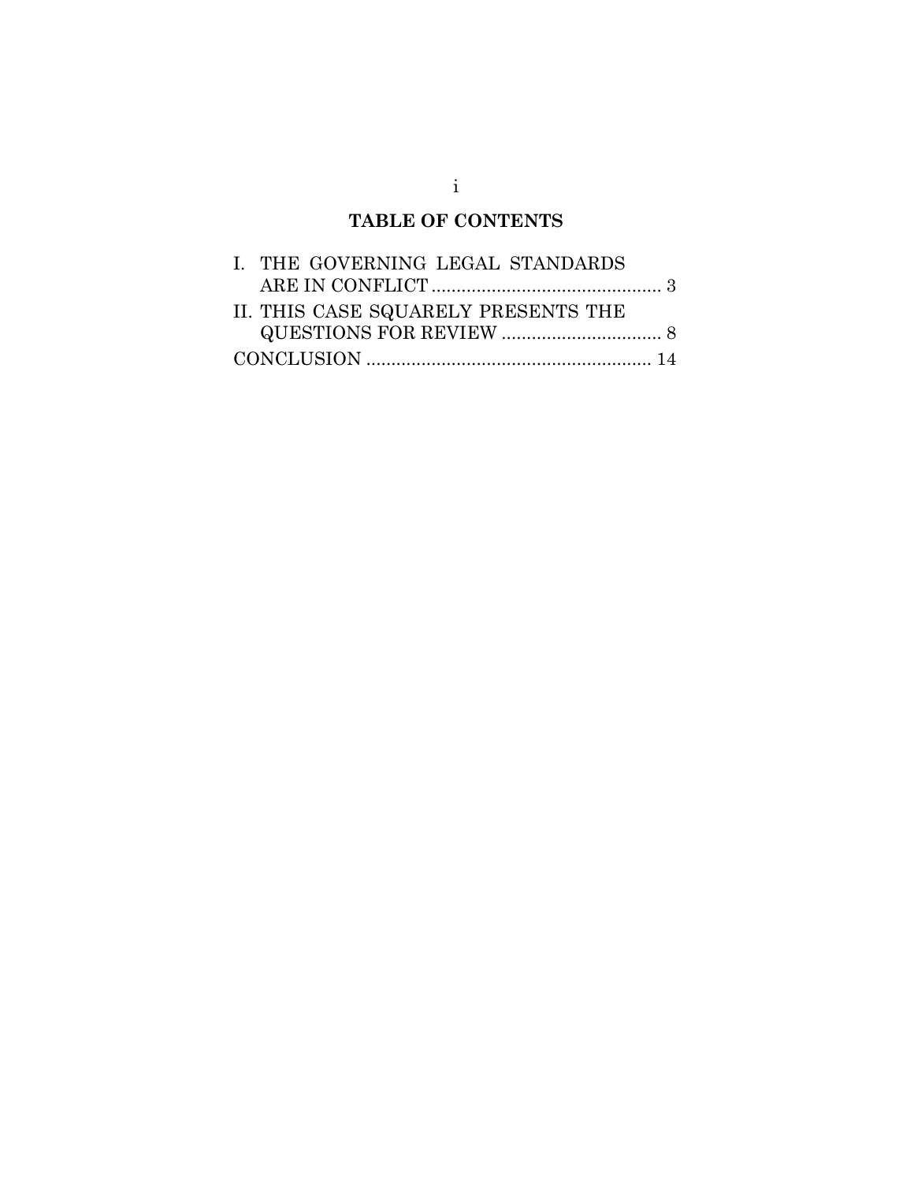# TABLE OF CONTENTS

I. THE GOVERNING LEGAL STANDARDS ARE IN CONFLICT .............................................. 3

II. THIS CASE SQUARELY PRESENTS THE QUESTIONS FOR REVIEW ................................ 8

CONCLUSION ......................................................... 14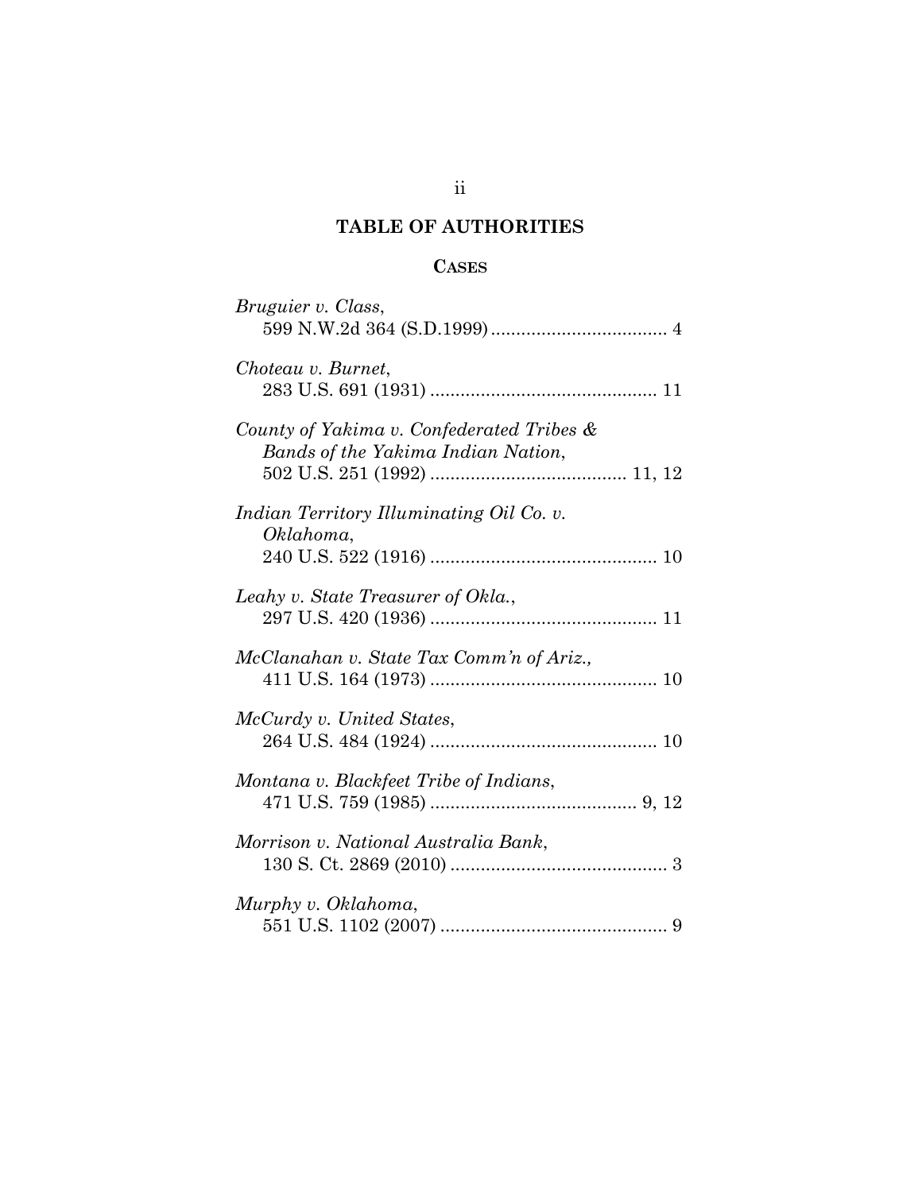## TABLE OF AUTHORITIES

### CASES

*Bruguier v. Class*,
599 N.W.2d 364 (S.D.1999) .................................. 4

*Choteau v. Burnet*,
283 U.S. 691 (1931) ............................................ 11

*County of Yakima v. Confederated Tribes & Bands of the Yakima Indian Nation*,
502 U.S. 251 (1992) ...................................... 11, 12

*Indian Territory Illuminating Oil Co. v. Oklahoma*,
240 U.S. 522 (1916) ............................................ 10

*Leahy v. State Treasurer of Okla.*,
297 U.S. 420 (1936) ............................................ 11

*McClanahan v. State Tax Comm'n of Ariz.*,
411 U.S. 164 (1973) ............................................ 10

*McCurdy v. United States*,
264 U.S. 484 (1924) ............................................ 10

*Montana v. Blackfeet Tribe of Indians*,
471 U.S. 759 (1985) ........................................ 9, 12

*Morrison v. National Australia Bank*,
130 S. Ct. 2869 (2010) .......................................... 3

*Murphy v. Oklahoma*,
551 U.S. 1102 (2007) ............................................ 9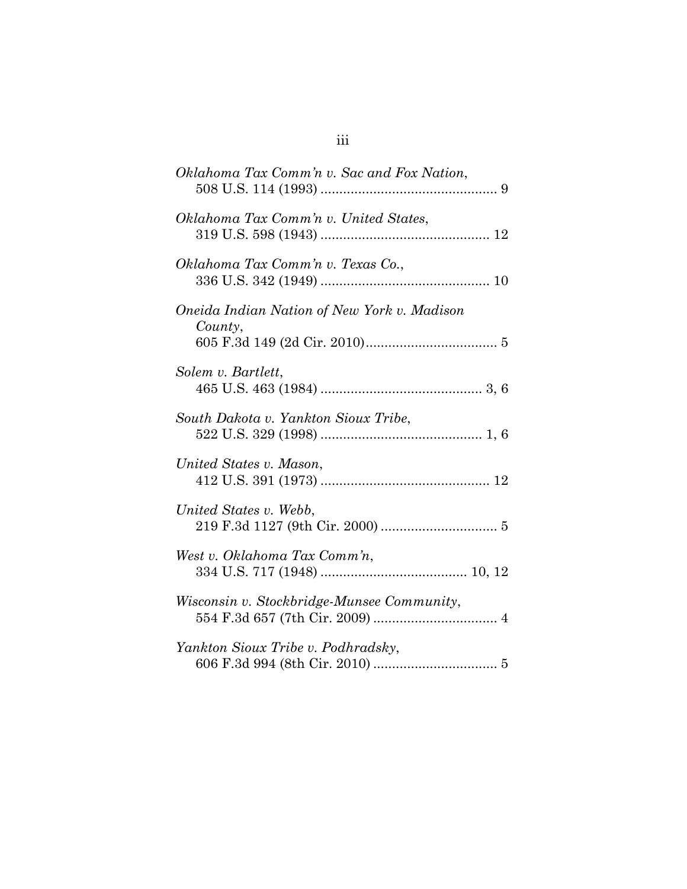*Oklahoma Tax Comm'n v. Sac and Fox Nation*,
508 U.S. 114 (1993) .............................................. 9

*Oklahoma Tax Comm'n v. United States*,
319 U.S. 598 (1943) ............................................ 12

*Oklahoma Tax Comm'n v. Texas Co.*,
336 U.S. 342 (1949) ............................................ 10

*Oneida Indian Nation of New York v. Madison County*,
605 F.3d 149 (2d Cir. 2010).................................. 5

*Solem v. Bartlett*,
465 U.S. 463 (1984) .......................................... 3, 6

*South Dakota v. Yankton Sioux Tribe*,
522 U.S. 329 (1998) .......................................... 1, 6

*United States v. Mason*,
412 U.S. 391 (1973) ............................................ 12

*United States v. Webb*,
219 F.3d 1127 (9th Cir. 2000) .............................. 5

*West v. Oklahoma Tax Comm'n*,
334 U.S. 717 (1948) ...................................... 10, 12

*Wisconsin v. Stockbridge-Munsee Community*,
554 F.3d 657 (7th Cir. 2009) ................................ 4

*Yankton Sioux Tribe v. Podhradsky*,
606 F.3d 994 (8th Cir. 2010) ................................ 5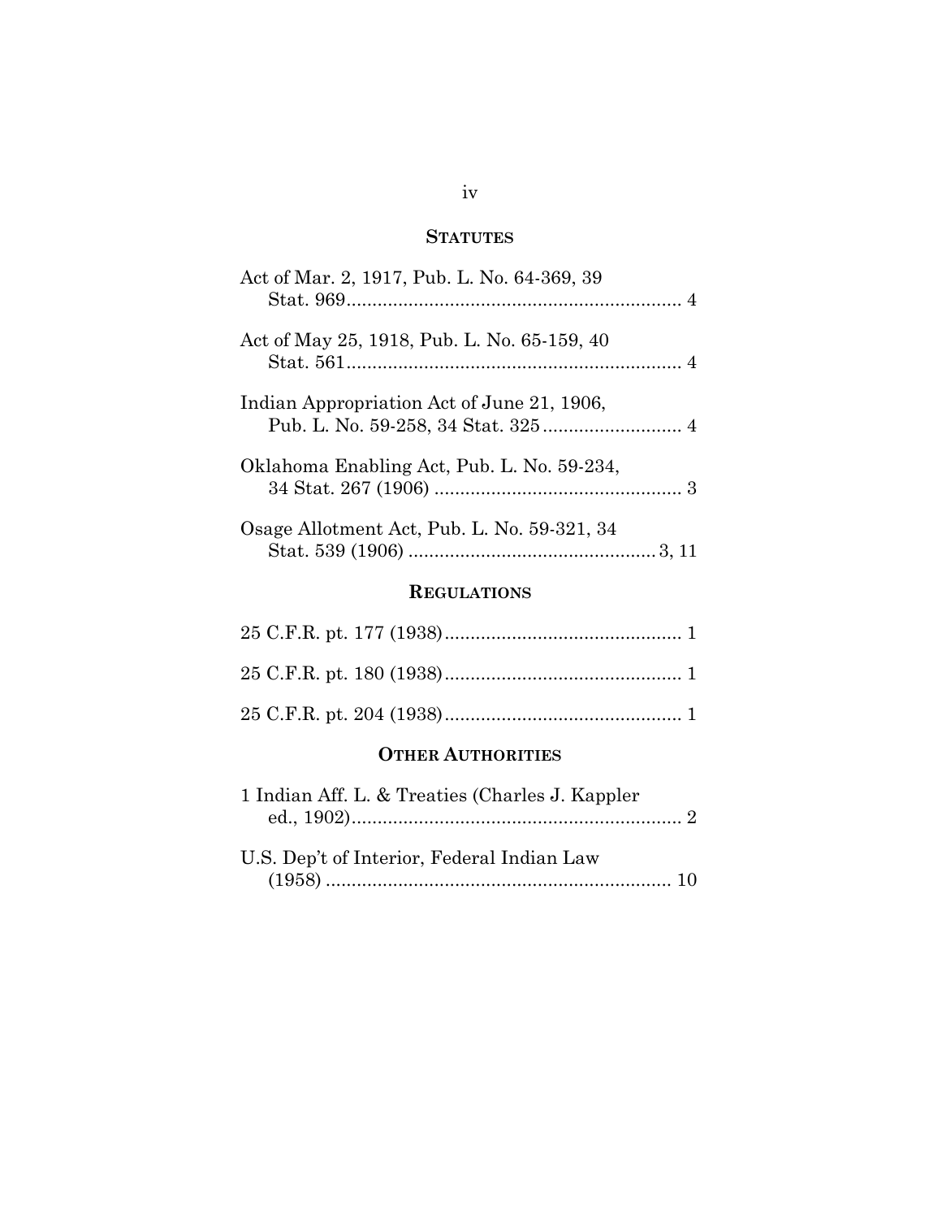## STATUTES

Act of Mar. 2, 1917, Pub. L. No. 64-369, 39 Stat. 969................................................................ 4

Act of May 25, 1918, Pub. L. No. 65-159, 40 Stat. 561................................................................ 4

Indian Appropriation Act of June 21, 1906, Pub. L. No. 59-258, 34 Stat. 325.......................... 4

Oklahoma Enabling Act, Pub. L. No. 59-234, 34 Stat. 267 (1906) ............................................... 3

Osage Allotment Act, Pub. L. No. 59-321, 34 Stat. 539 (1906) ............................................... 3, 11

## REGULATIONS

25 C.F.R. pt. 177 (1938)............................................. 1

25 C.F.R. pt. 180 (1938)............................................. 1

25 C.F.R. pt. 204 (1938)............................................. 1

## OTHER AUTHORITIES

1 Indian Aff. L. & Treaties (Charles J. Kappler ed., 1902)................................................................ 2

U.S. Dep't of Interior, Federal Indian Law (1958) .................................................................. 10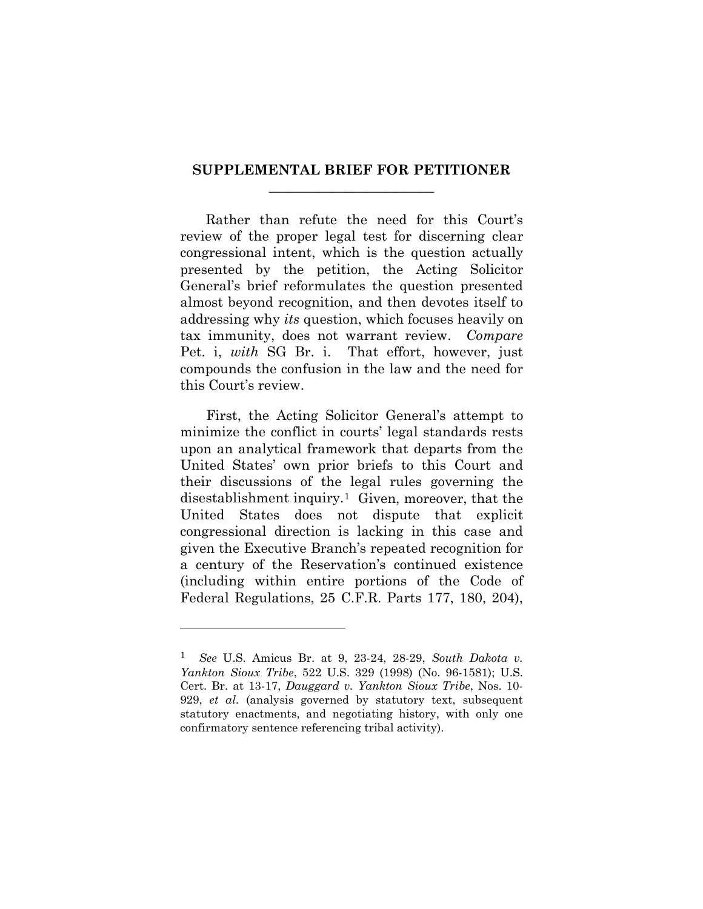# SUPPLEMENTAL BRIEF FOR PETITIONER

Rather than refute the need for this Court's review of the proper legal test for discerning clear congressional intent, which is the question actually presented by the petition, the Acting Solicitor General's brief reformulates the question presented almost beyond recognition, and then devotes itself to addressing why *its* question, which focuses heavily on tax immunity, does not warrant review. *Compare* Pet. i, *with* SG Br. i. That effort, however, just compounds the confusion in the law and the need for this Court's review.

First, the Acting Solicitor General's attempt to minimize the conflict in courts' legal standards rests upon an analytical framework that departs from the United States' own prior briefs to this Court and their discussions of the legal rules governing the disestablishment inquiry.[1] Given, moreover, that the United States does not dispute that explicit congressional direction is lacking in this case and given the Executive Branch's repeated recognition for a century of the Reservation's continued existence (including within entire portions of the Code of Federal Regulations, 25 C.F.R. Parts 177, 180, 204),

---

[1] *See* U.S. Amicus Br. at 9, 23-24, 28-29, *South Dakota v. Yankton Sioux Tribe*, 522 U.S. 329 (1998) (No. 96-1581); U.S. Cert. Br. at 13-17, *Dauggard v. Yankton Sioux Tribe*, Nos. 10-929, *et al.* (analysis governed by statutory text, subsequent statutory enactments, and negotiating history, with only one confirmatory sentence referencing tribal activity).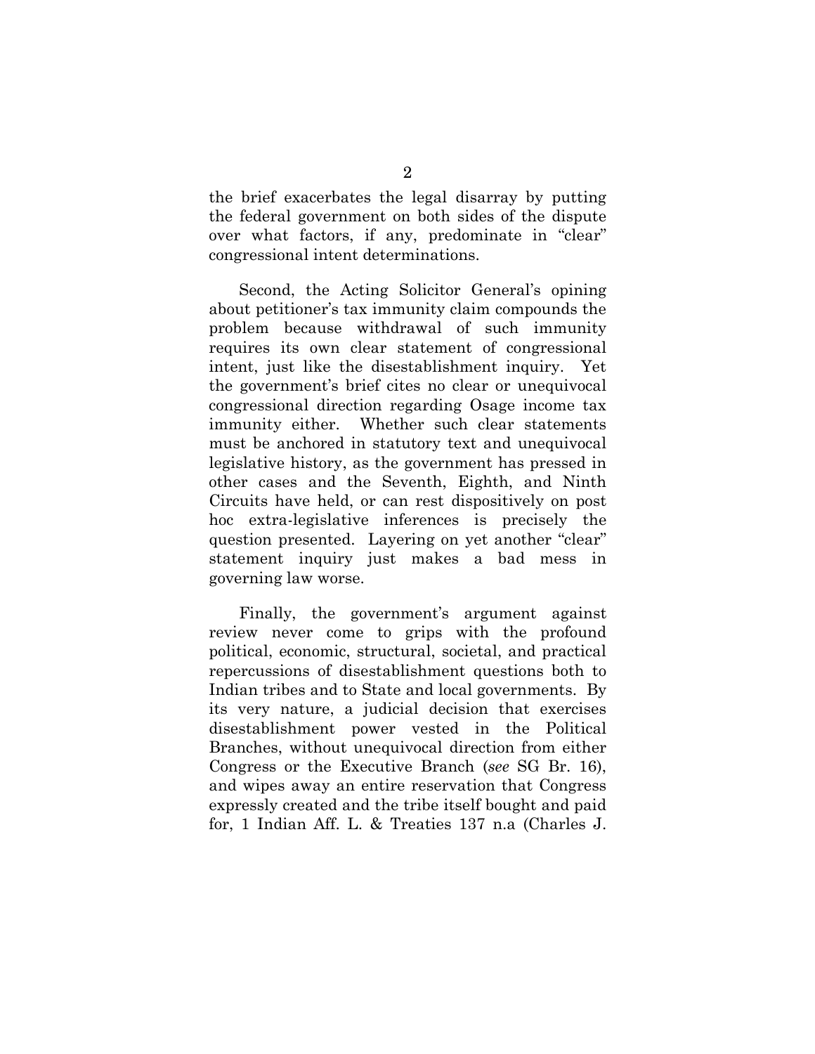the brief exacerbates the legal disarray by putting the federal government on both sides of the dispute over what factors, if any, predominate in "clear" congressional intent determinations.

Second, the Acting Solicitor General's opining about petitioner's tax immunity claim compounds the problem because withdrawal of such immunity requires its own clear statement of congressional intent, just like the disestablishment inquiry. Yet the government's brief cites no clear or unequivocal congressional direction regarding Osage income tax immunity either. Whether such clear statements must be anchored in statutory text and unequivocal legislative history, as the government has pressed in other cases and the Seventh, Eighth, and Ninth Circuits have held, or can rest dispositively on post hoc extra-legislative inferences is precisely the question presented. Layering on yet another "clear" statement inquiry just makes a bad mess in governing law worse.

Finally, the government's argument against review never come to grips with the profound political, economic, structural, societal, and practical repercussions of disestablishment questions both to Indian tribes and to State and local governments. By its very nature, a judicial decision that exercises disestablishment power vested in the Political Branches, without unequivocal direction from either Congress or the Executive Branch (*see* SG Br. 16), and wipes away an entire reservation that Congress expressly created and the tribe itself bought and paid for, 1 Indian Aff. L. & Treaties 137 n.a (Charles J.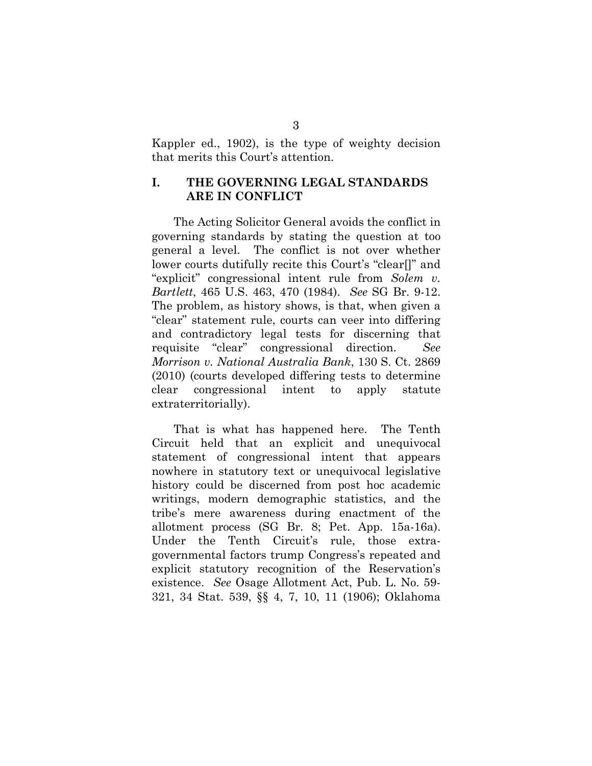Kappler ed., 1902), is the type of weighty decision that merits this Court's attention.

## I. THE GOVERNING LEGAL STANDARDS ARE IN CONFLICT

The Acting Solicitor General avoids the conflict in governing standards by stating the question at too general a level. The conflict is not over whether lower courts dutifully recite this Court's "clear[]" and "explicit" congressional intent rule from *Solem v. Bartlett*, 465 U.S. 463, 470 (1984). *See* SG Br. 9-12. The problem, as history shows, is that, when given a "clear" statement rule, courts can veer into differing and contradictory legal tests for discerning that requisite "clear" congressional direction. *See Morrison v. National Australia Bank*, 130 S. Ct. 2869 (2010) (courts developed differing tests to determine clear congressional intent to apply statute extraterritorially).

That is what has happened here. The Tenth Circuit held that an explicit and unequivocal statement of congressional intent that appears nowhere in statutory text or unequivocal legislative history could be discerned from post hoc academic writings, modern demographic statistics, and the tribe's mere awareness during enactment of the allotment process (SG Br. 8; Pet. App. 15a-16a). Under the Tenth Circuit's rule, those extra-governmental factors trump Congress's repeated and explicit statutory recognition of the Reservation's existence. *See* Osage Allotment Act, Pub. L. No. 59-321, 34 Stat. 539, §§ 4, 7, 10, 11 (1906); Oklahoma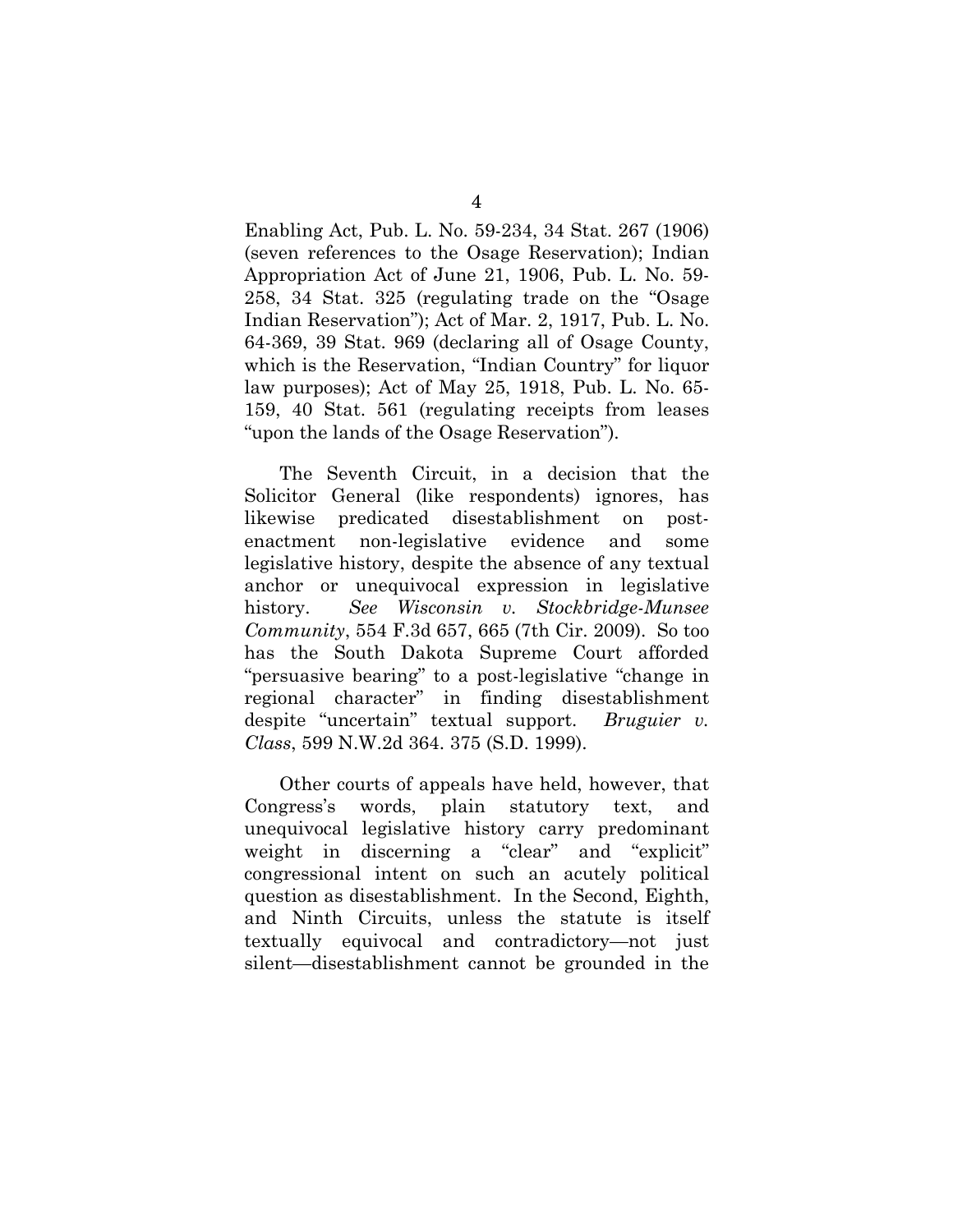Enabling Act, Pub. L. No. 59-234, 34 Stat. 267 (1906) (seven references to the Osage Reservation); Indian Appropriation Act of June 21, 1906, Pub. L. No. 59-258, 34 Stat. 325 (regulating trade on the "Osage Indian Reservation"); Act of Mar. 2, 1917, Pub. L. No. 64-369, 39 Stat. 969 (declaring all of Osage County, which is the Reservation, "Indian Country" for liquor law purposes); Act of May 25, 1918, Pub. L. No. 65-159, 40 Stat. 561 (regulating receipts from leases "upon the lands of the Osage Reservation").

The Seventh Circuit, in a decision that the Solicitor General (like respondents) ignores, has likewise predicated disestablishment on post-enactment non-legislative evidence and some legislative history, despite the absence of any textual anchor or unequivocal expression in legislative history. *See Wisconsin v. Stockbridge-Munsee Community*, 554 F.3d 657, 665 (7th Cir. 2009). So too has the South Dakota Supreme Court afforded "persuasive bearing" to a post-legislative "change in regional character" in finding disestablishment despite "uncertain" textual support. *Bruguier v. Class*, 599 N.W.2d 364. 375 (S.D. 1999).

Other courts of appeals have held, however, that Congress's words, plain statutory text, and unequivocal legislative history carry predominant weight in discerning a "clear" and "explicit" congressional intent on such an acutely political question as disestablishment. In the Second, Eighth, and Ninth Circuits, unless the statute is itself textually equivocal and contradictory—not just silent—disestablishment cannot be grounded in the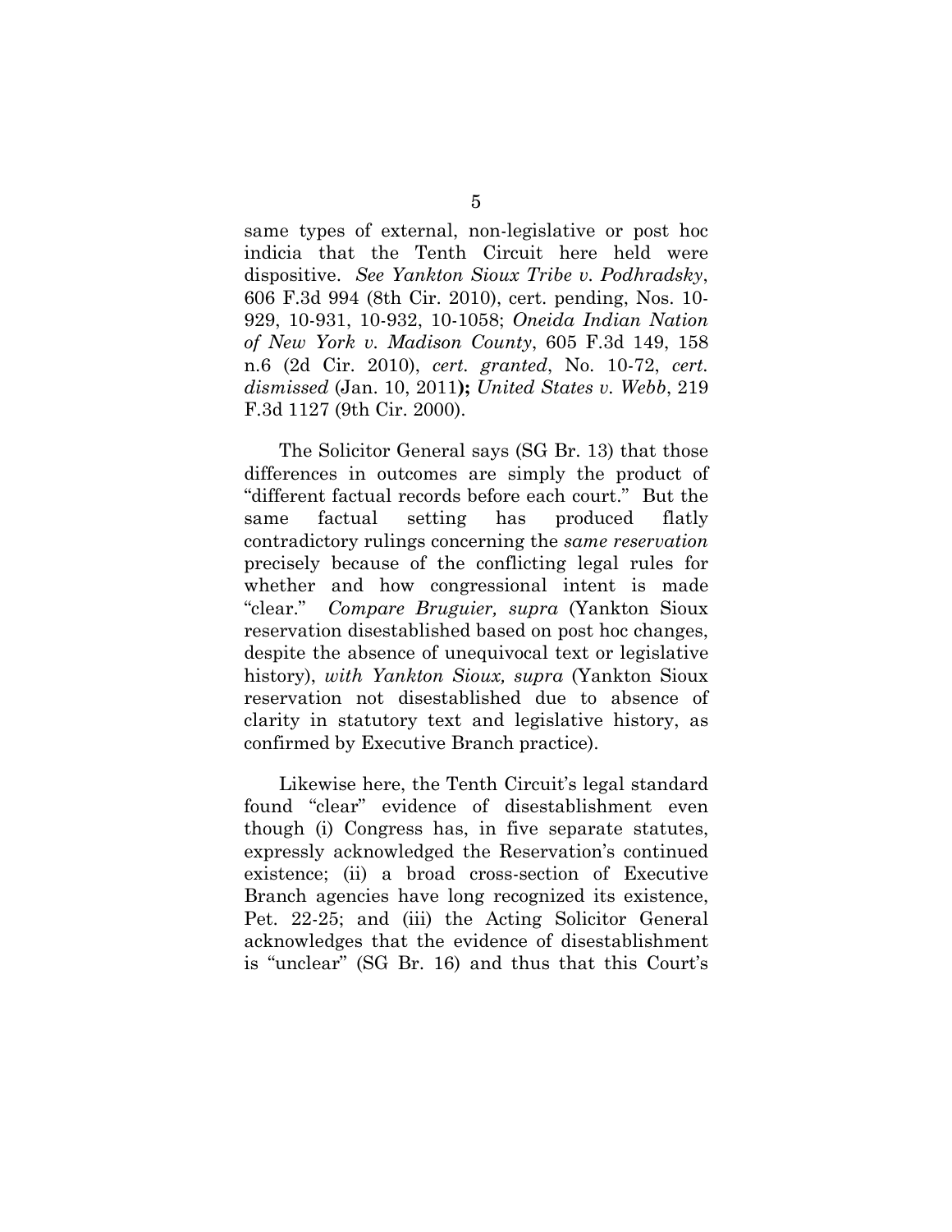same types of external, non-legislative or post hoc indicia that the Tenth Circuit here held were dispositive. *See Yankton Sioux Tribe v. Podhradsky*, 606 F.3d 994 (8th Cir. 2010), cert. pending, Nos. 10-929, 10-931, 10-932, 10-1058; *Oneida Indian Nation of New York v. Madison County*, 605 F.3d 149, 158 n.6 (2d Cir. 2010), *cert. granted*, No. 10-72, *cert. dismissed* (Jan. 10, 2011**); ***United States v. Webb*, 219 F.3d 1127 (9th Cir. 2000).

The Solicitor General says (SG Br. 13) that those differences in outcomes are simply the product of "different factual records before each court." But the same factual setting has produced flatly contradictory rulings concerning the *same reservation* precisely because of the conflicting legal rules for whether and how congressional intent is made "clear." *Compare Bruguier, supra* (Yankton Sioux reservation disestablished based on post hoc changes, despite the absence of unequivocal text or legislative history), *with Yankton Sioux, supra* (Yankton Sioux reservation not disestablished due to absence of clarity in statutory text and legislative history, as confirmed by Executive Branch practice).

Likewise here, the Tenth Circuit's legal standard found "clear" evidence of disestablishment even though (i) Congress has, in five separate statutes, expressly acknowledged the Reservation's continued existence; (ii) a broad cross-section of Executive Branch agencies have long recognized its existence, Pet. 22-25; and (iii) the Acting Solicitor General acknowledges that the evidence of disestablishment is "unclear" (SG Br. 16) and thus that this Court's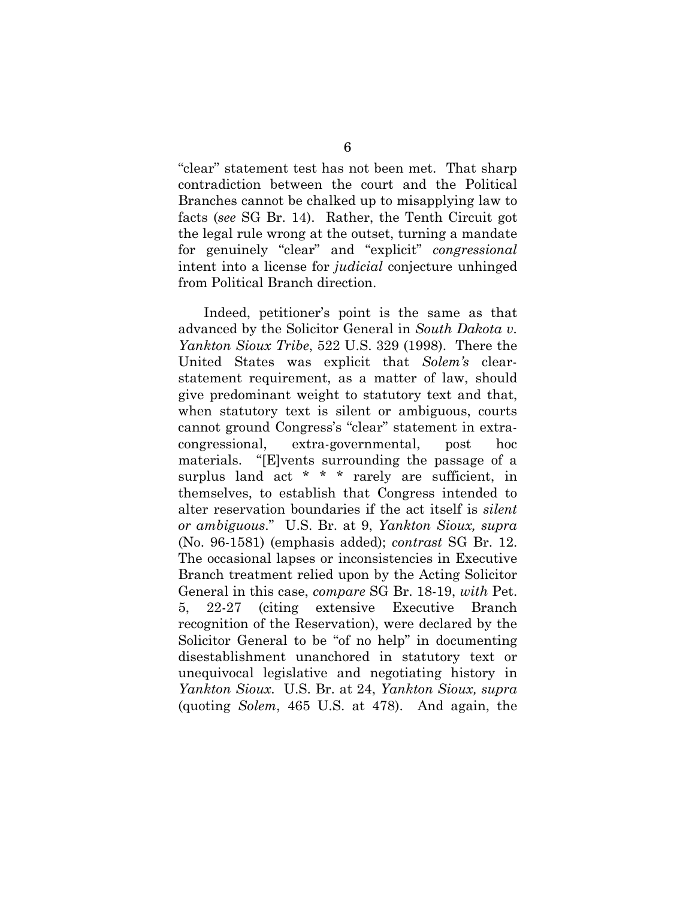"clear" statement test has not been met. That sharp contradiction between the court and the Political Branches cannot be chalked up to misapplying law to facts (*see* SG Br. 14). Rather, the Tenth Circuit got the legal rule wrong at the outset, turning a mandate for genuinely "clear" and "explicit" *congressional* intent into a license for *judicial* conjecture unhinged from Political Branch direction.

Indeed, petitioner's point is the same as that advanced by the Solicitor General in *South Dakota v. Yankton Sioux Tribe*, 522 U.S. 329 (1998). There the United States was explicit that *Solem's* clear-statement requirement, as a matter of law, should give predominant weight to statutory text and that, when statutory text is silent or ambiguous, courts cannot ground Congress's "clear" statement in extra-congressional, extra-governmental, post hoc materials. "[E]vents surrounding the passage of a surplus land act * * * rarely are sufficient, in themselves, to establish that Congress intended to alter reservation boundaries if the act itself is *silent or ambiguous*." U.S. Br. at 9, *Yankton Sioux, supra* (No. 96-1581) (emphasis added); *contrast* SG Br. 12. The occasional lapses or inconsistencies in Executive Branch treatment relied upon by the Acting Solicitor General in this case, *compare* SG Br. 18-19, *with* Pet. 5, 22-27 (citing extensive Executive Branch recognition of the Reservation), were declared by the Solicitor General to be "of no help" in documenting disestablishment unanchored in statutory text or unequivocal legislative and negotiating history in *Yankton Sioux.* U.S. Br. at 24, *Yankton Sioux, supra* (quoting *Solem*, 465 U.S. at 478). And again, the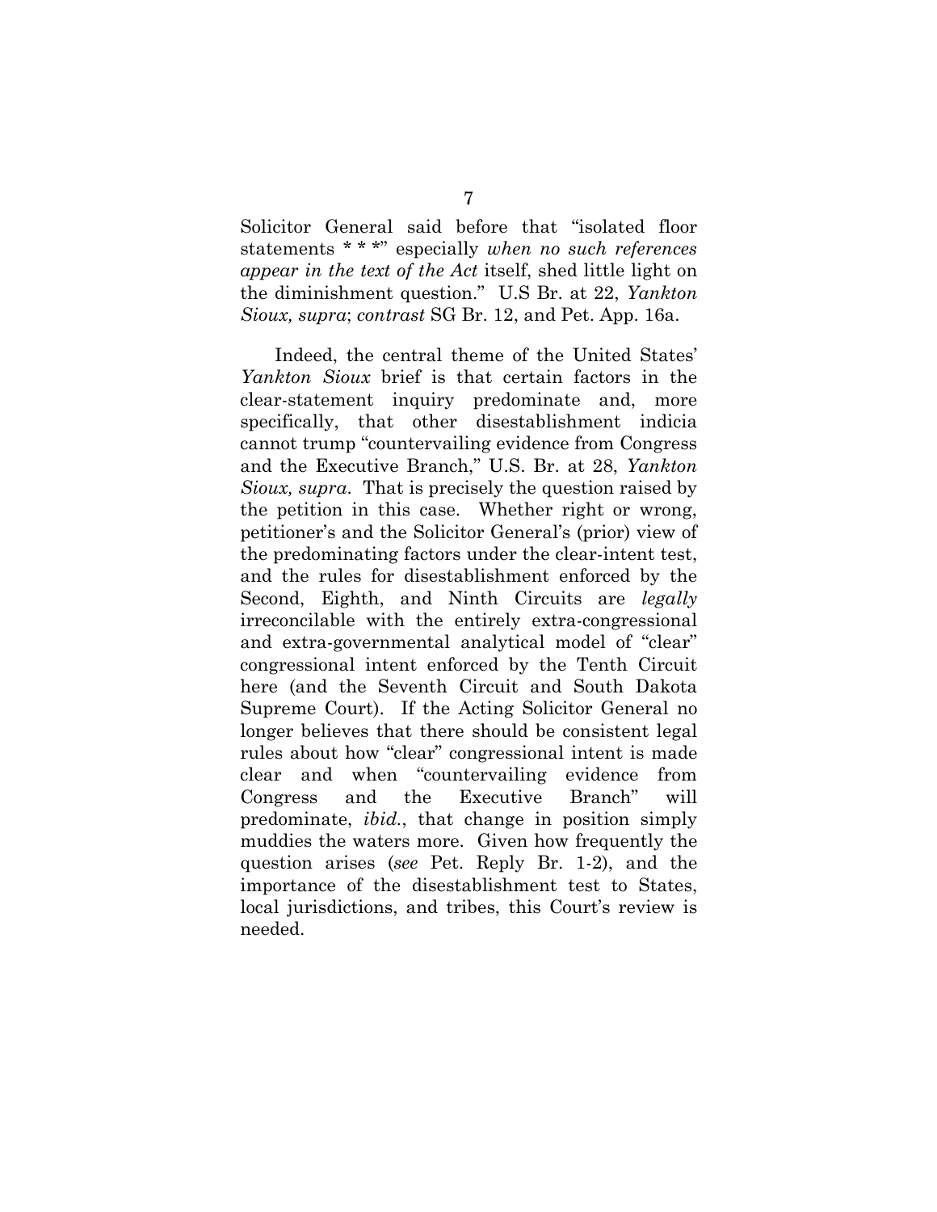Solicitor General said before that "isolated floor statements * * *" especially *when no such references appear in the text of the Act* itself, shed little light on the diminishment question." U.S Br. at 22, *Yankton Sioux, supra*; *contrast* SG Br. 12, and Pet. App. 16a.

Indeed, the central theme of the United States' *Yankton Sioux* brief is that certain factors in the clear-statement inquiry predominate and, more specifically, that other disestablishment indicia cannot trump "countervailing evidence from Congress and the Executive Branch," U.S. Br. at 28, *Yankton Sioux, supra*. That is precisely the question raised by the petition in this case. Whether right or wrong, petitioner's and the Solicitor General's (prior) view of the predominating factors under the clear-intent test, and the rules for disestablishment enforced by the Second, Eighth, and Ninth Circuits are *legally* irreconcilable with the entirely extra-congressional and extra-governmental analytical model of "clear" congressional intent enforced by the Tenth Circuit here (and the Seventh Circuit and South Dakota Supreme Court). If the Acting Solicitor General no longer believes that there should be consistent legal rules about how "clear" congressional intent is made clear and when "countervailing evidence from Congress and the Executive Branch" will predominate, *ibid.*, that change in position simply muddies the waters more. Given how frequently the question arises (*see* Pet. Reply Br. 1-2), and the importance of the disestablishment test to States, local jurisdictions, and tribes, this Court's review is needed.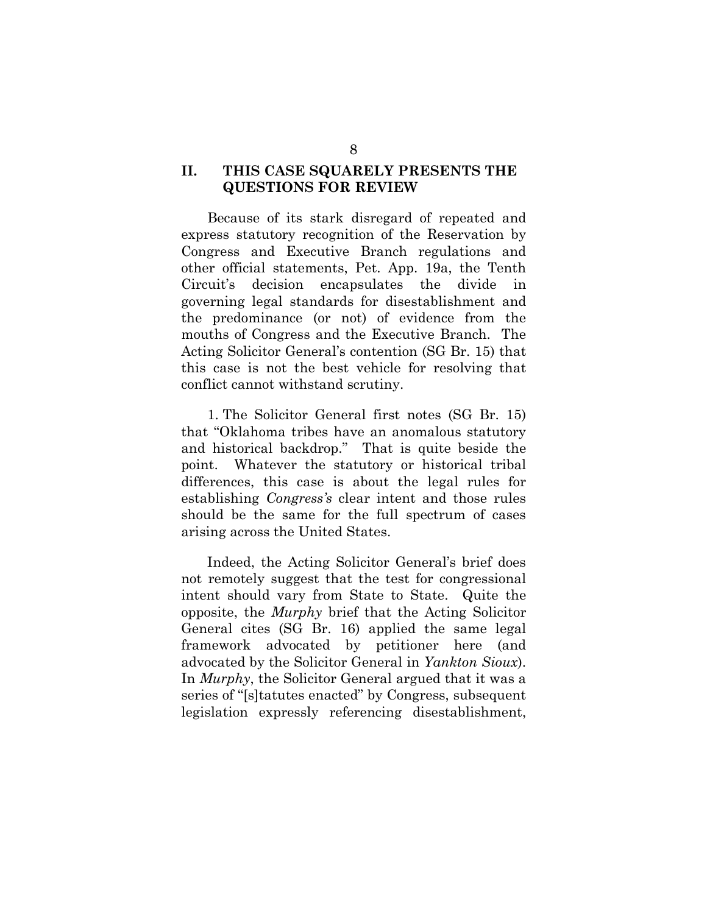## II. THIS CASE SQUARELY PRESENTS THE QUESTIONS FOR REVIEW

Because of its stark disregard of repeated and express statutory recognition of the Reservation by Congress and Executive Branch regulations and other official statements, Pet. App. 19a, the Tenth Circuit's decision encapsulates the divide in governing legal standards for disestablishment and the predominance (or not) of evidence from the mouths of Congress and the Executive Branch. The Acting Solicitor General's contention (SG Br. 15) that this case is not the best vehicle for resolving that conflict cannot withstand scrutiny.

1. The Solicitor General first notes (SG Br. 15) that "Oklahoma tribes have an anomalous statutory and historical backdrop." That is quite beside the point. Whatever the statutory or historical tribal differences, this case is about the legal rules for establishing *Congress's* clear intent and those rules should be the same for the full spectrum of cases arising across the United States.

Indeed, the Acting Solicitor General's brief does not remotely suggest that the test for congressional intent should vary from State to State. Quite the opposite, the *Murphy* brief that the Acting Solicitor General cites (SG Br. 16) applied the same legal framework advocated by petitioner here (and advocated by the Solicitor General in *Yankton Sioux*). In *Murphy*, the Solicitor General argued that it was a series of "[s]tatutes enacted" by Congress, subsequent legislation expressly referencing disestablishment,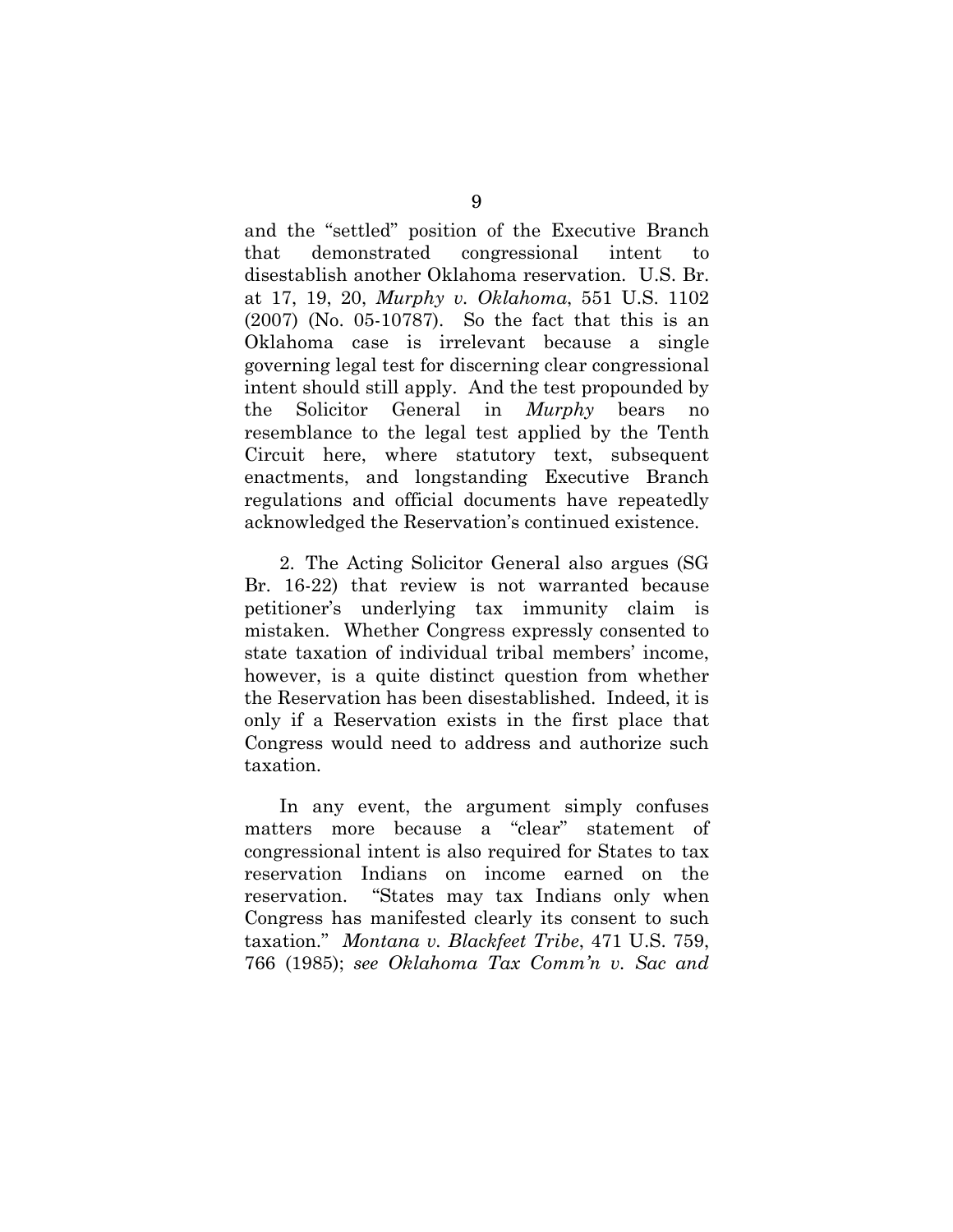and the "settled" position of the Executive Branch that demonstrated congressional intent to disestablish another Oklahoma reservation. U.S. Br. at 17, 19, 20, *Murphy v. Oklahoma*, 551 U.S. 1102 (2007) (No. 05-10787). So the fact that this is an Oklahoma case is irrelevant because a single governing legal test for discerning clear congressional intent should still apply. And the test propounded by the Solicitor General in *Murphy* bears no resemblance to the legal test applied by the Tenth Circuit here, where statutory text, subsequent enactments, and longstanding Executive Branch regulations and official documents have repeatedly acknowledged the Reservation's continued existence.

2. The Acting Solicitor General also argues (SG Br. 16-22) that review is not warranted because petitioner's underlying tax immunity claim is mistaken. Whether Congress expressly consented to state taxation of individual tribal members' income, however, is a quite distinct question from whether the Reservation has been disestablished. Indeed, it is only if a Reservation exists in the first place that Congress would need to address and authorize such taxation.

In any event, the argument simply confuses matters more because a "clear" statement of congressional intent is also required for States to tax reservation Indians on income earned on the reservation. "States may tax Indians only when Congress has manifested clearly its consent to such taxation." *Montana v. Blackfeet Tribe*, 471 U.S. 759, 766 (1985); *see Oklahoma Tax Comm'n v. Sac and*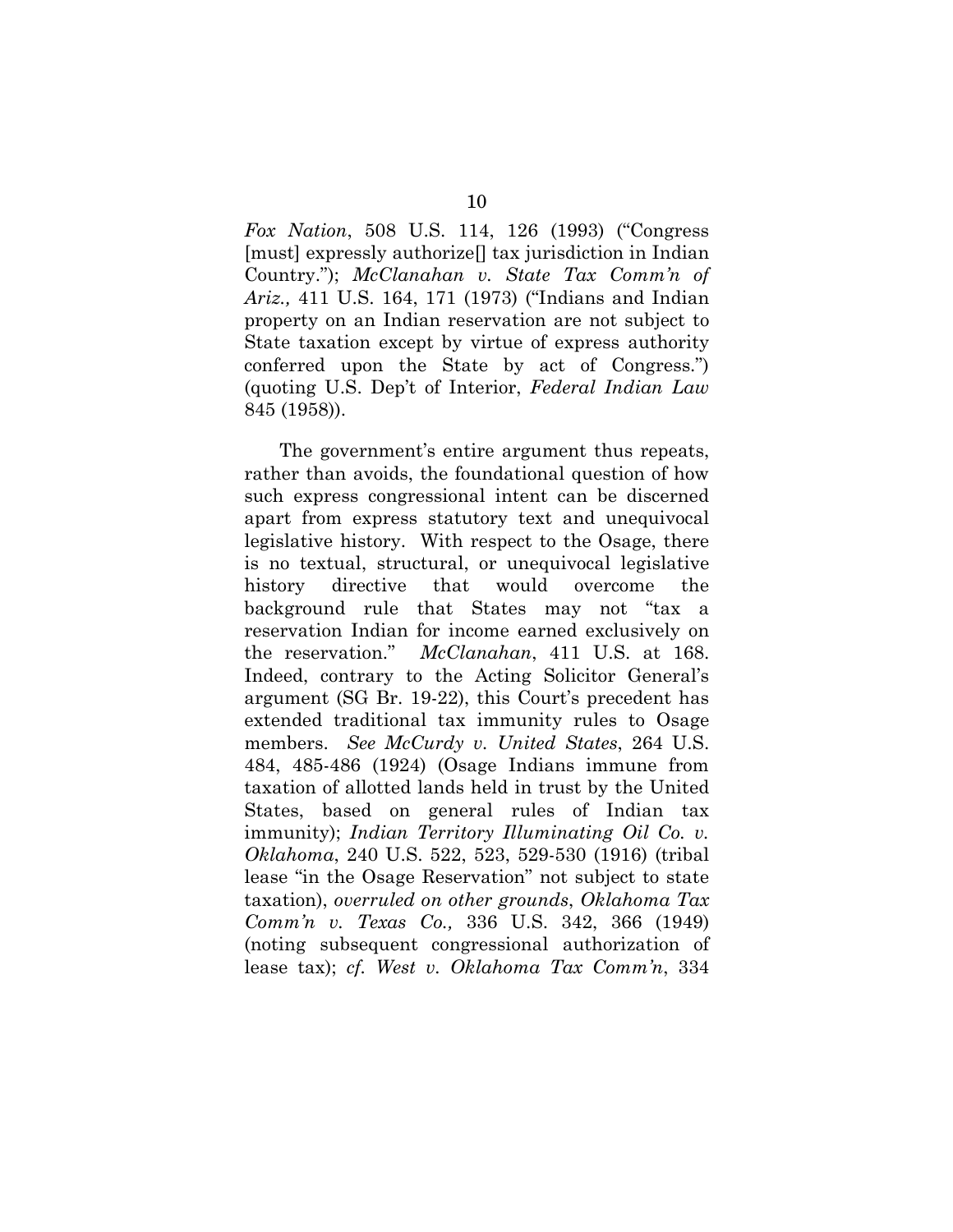*Fox Nation*, 508 U.S. 114, 126 (1993) ("Congress [must] expressly authorize[] tax jurisdiction in Indian Country."); *McClanahan v. State Tax Comm'n of Ariz.,* 411 U.S. 164, 171 (1973) ("Indians and Indian property on an Indian reservation are not subject to State taxation except by virtue of express authority conferred upon the State by act of Congress.") (quoting U.S. Dep't of Interior, *Federal Indian Law* 845 (1958)).

The government's entire argument thus repeats, rather than avoids, the foundational question of how such express congressional intent can be discerned apart from express statutory text and unequivocal legislative history. With respect to the Osage, there is no textual, structural, or unequivocal legislative history directive that would overcome the background rule that States may not "tax a reservation Indian for income earned exclusively on the reservation." *McClanahan*, 411 U.S. at 168. Indeed, contrary to the Acting Solicitor General's argument (SG Br. 19-22), this Court's precedent has extended traditional tax immunity rules to Osage members. *See McCurdy v. United States*, 264 U.S. 484, 485-486 (1924) (Osage Indians immune from taxation of allotted lands held in trust by the United States, based on general rules of Indian tax immunity); *Indian Territory Illuminating Oil Co. v. Oklahoma*, 240 U.S. 522, 523, 529-530 (1916) (tribal lease "in the Osage Reservation" not subject to state taxation), *overruled on other grounds*, *Oklahoma Tax Comm'n v. Texas Co.,* 336 U.S. 342, 366 (1949) (noting subsequent congressional authorization of lease tax); *cf. West v. Oklahoma Tax Comm'n*, 334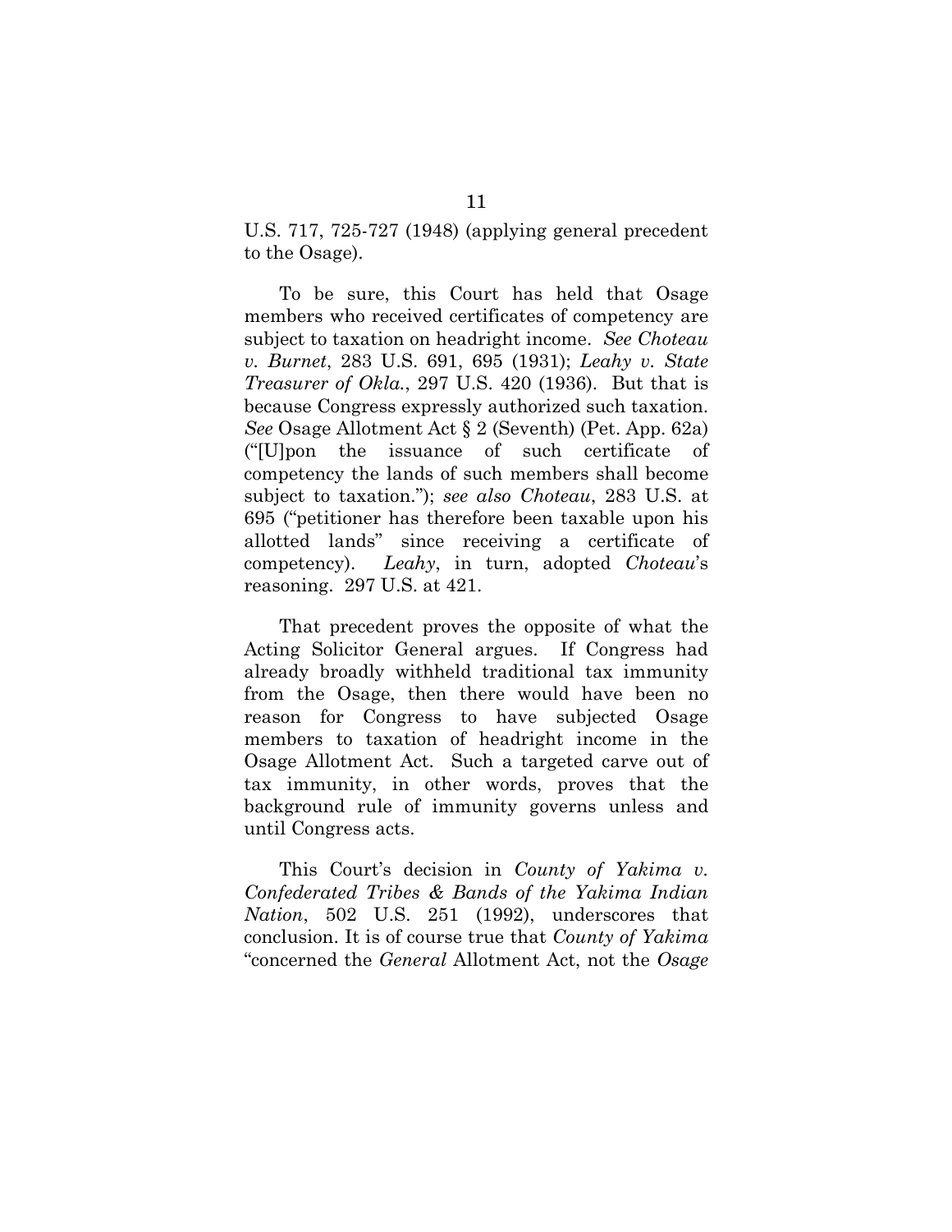U.S. 717, 725-727 (1948) (applying general precedent to the Osage).

To be sure, this Court has held that Osage members who received certificates of competency are subject to taxation on headright income. *See Choteau v. Burnet*, 283 U.S. 691, 695 (1931); *Leahy v. State Treasurer of Okla.*, 297 U.S. 420 (1936). But that is because Congress expressly authorized such taxation. *See* Osage Allotment Act § 2 (Seventh) (Pet. App. 62a) ("[U]pon the issuance of such certificate of competency the lands of such members shall become subject to taxation."); *see also Choteau*, 283 U.S. at 695 ("petitioner has therefore been taxable upon his allotted lands" since receiving a certificate of competency). *Leahy*, in turn, adopted *Choteau*'s reasoning. 297 U.S. at 421.

That precedent proves the opposite of what the Acting Solicitor General argues. If Congress had already broadly withheld traditional tax immunity from the Osage, then there would have been no reason for Congress to have subjected Osage members to taxation of headright income in the Osage Allotment Act. Such a targeted carve out of tax immunity, in other words, proves that the background rule of immunity governs unless and until Congress acts.

This Court's decision in *County of Yakima v. Confederated Tribes & Bands of the Yakima Indian Nation*, 502 U.S. 251 (1992), underscores that conclusion. It is of course true that *County of Yakima* "concerned the *General* Allotment Act, not the *Osage*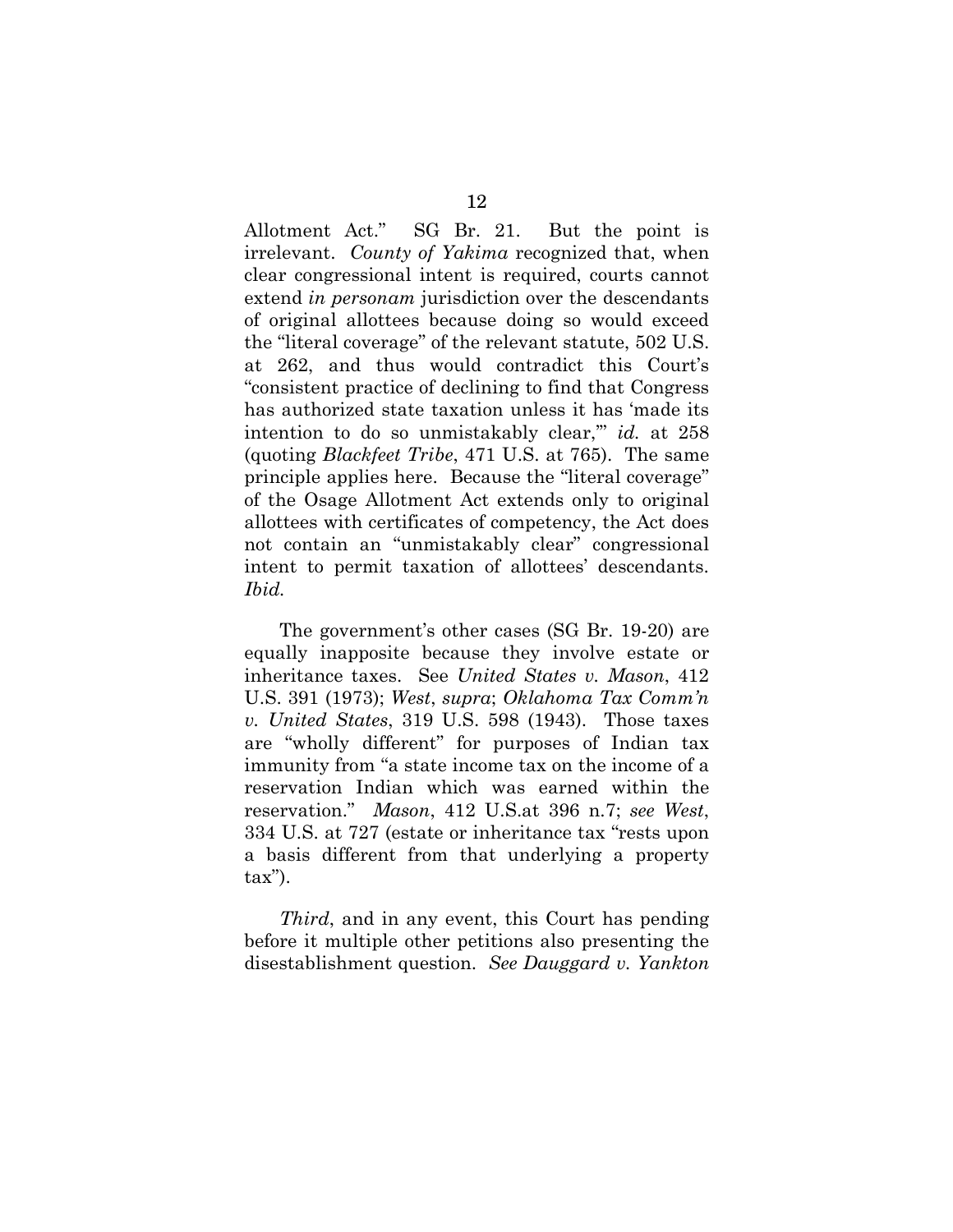Allotment Act." SG Br. 21. But the point is irrelevant. *County of Yakima* recognized that, when clear congressional intent is required, courts cannot extend *in personam* jurisdiction over the descendants of original allottees because doing so would exceed the "literal coverage" of the relevant statute, 502 U.S. at 262, and thus would contradict this Court's "consistent practice of declining to find that Congress has authorized state taxation unless it has 'made its intention to do so unmistakably clear,'" *id.* at 258 (quoting *Blackfeet Tribe*, 471 U.S. at 765). The same principle applies here. Because the "literal coverage" of the Osage Allotment Act extends only to original allottees with certificates of competency, the Act does not contain an "unmistakably clear" congressional intent to permit taxation of allottees' descendants. *Ibid.*

The government's other cases (SG Br. 19-20) are equally inapposite because they involve estate or inheritance taxes. See *United States v. Mason*, 412 U.S. 391 (1973); *West*, *supra*; *Oklahoma Tax Comm'n v. United States*, 319 U.S. 598 (1943). Those taxes are "wholly different" for purposes of Indian tax immunity from "a state income tax on the income of a reservation Indian which was earned within the reservation." *Mason*, 412 U.S.at 396 n.7; *see West*, 334 U.S. at 727 (estate or inheritance tax "rests upon a basis different from that underlying a property tax").

*Third*, and in any event, this Court has pending before it multiple other petitions also presenting the disestablishment question. *See Dauggard v. Yankton*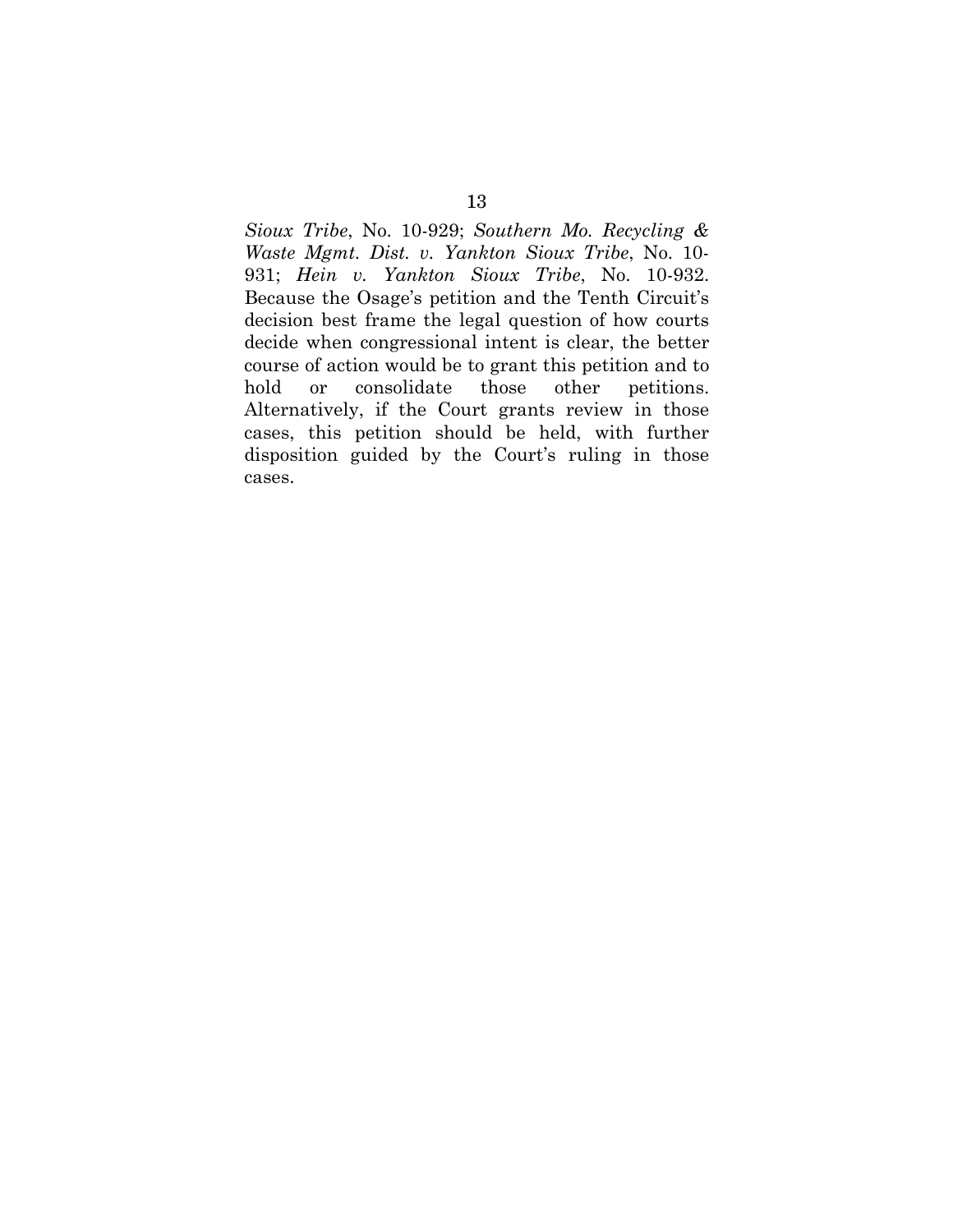*Sioux Tribe*, No. 10-929; *Southern Mo. Recycling & Waste Mgmt. Dist. v. Yankton Sioux Tribe*, No. 10-931; *Hein v. Yankton Sioux Tribe*, No. 10-932. Because the Osage's petition and the Tenth Circuit's decision best frame the legal question of how courts decide when congressional intent is clear, the better course of action would be to grant this petition and to hold or consolidate those other petitions. Alternatively, if the Court grants review in those cases, this petition should be held, with further disposition guided by the Court's ruling in those cases.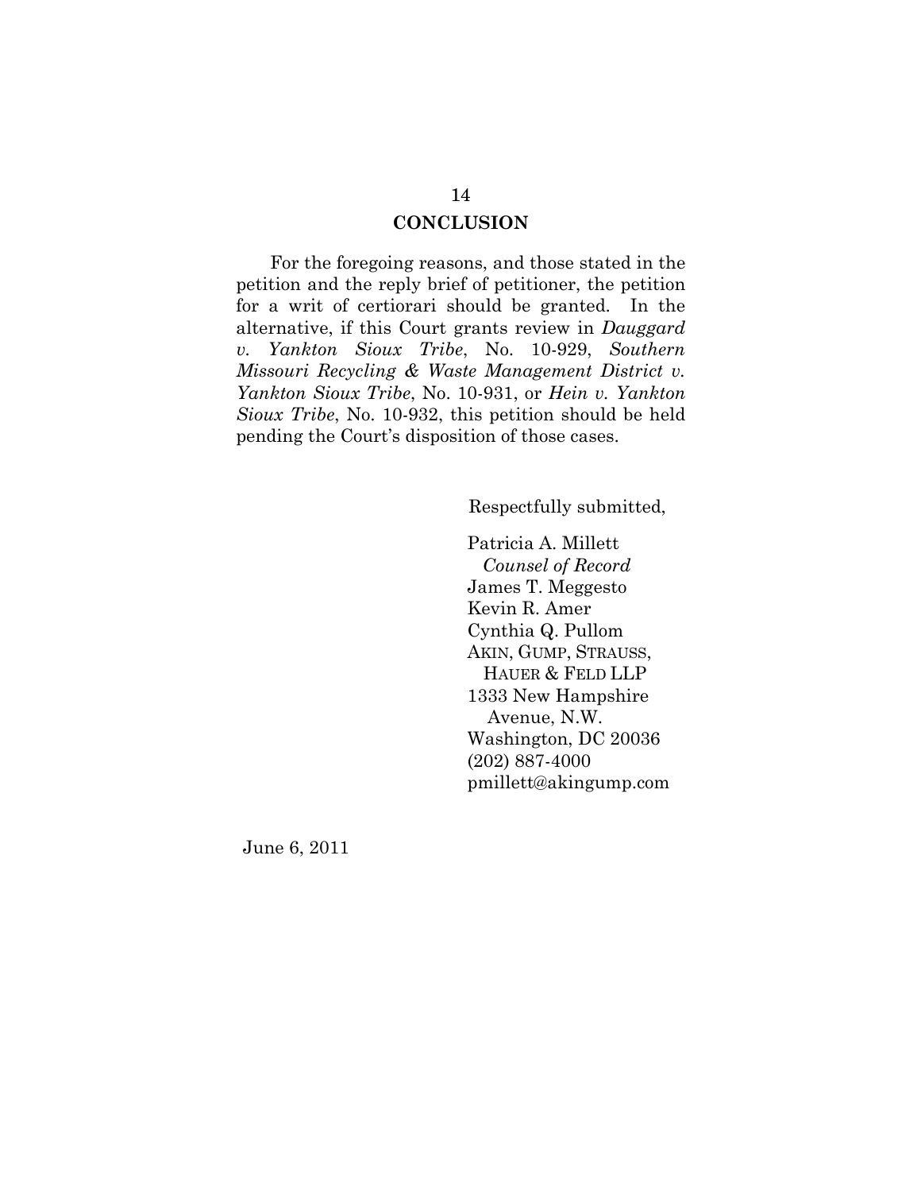## CONCLUSION

For the foregoing reasons, and those stated in the petition and the reply brief of petitioner, the petition for a writ of certiorari should be granted. In the alternative, if this Court grants review in *Dauggard v. Yankton Sioux Tribe*, No. 10-929, *Southern Missouri Recycling & Waste Management District v. Yankton Sioux Tribe*, No. 10-931, or *Hein v. Yankton Sioux Tribe*, No. 10-932, this petition should be held pending the Court's disposition of those cases.

Respectfully submitted,

Patricia A. Millett
*Counsel of Record*
James T. Meggesto
Kevin R. Amer
Cynthia Q. Pullom
AKIN, GUMP, STRAUSS,
HAUER & FELD LLP
1333 New Hampshire
Avenue, N.W.
Washington, DC 20036
(202) 887-4000
pmillett@akingump.com

June 6, 2011